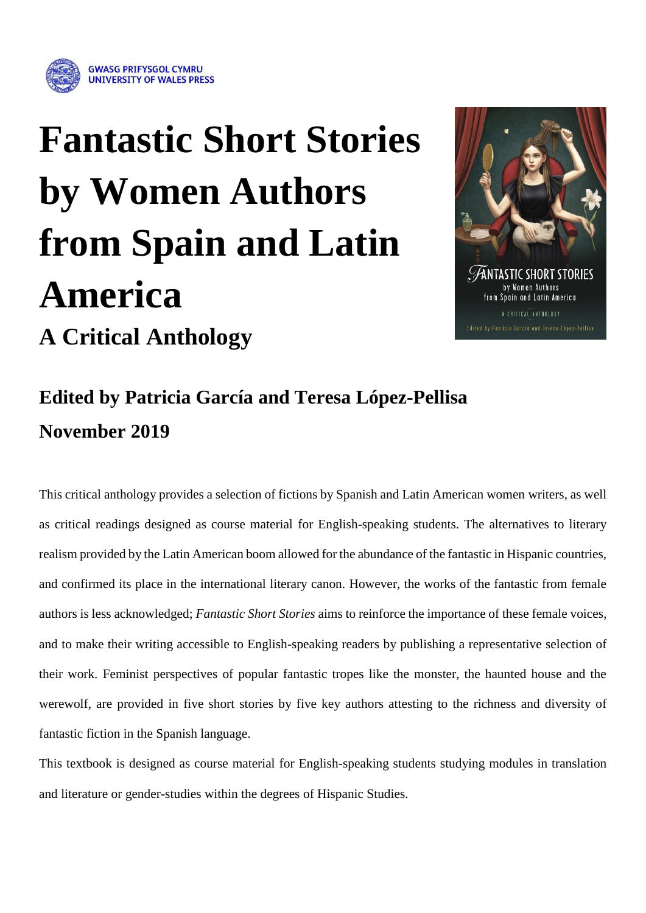GWASG PRIFYSGOL CYMRU
UNIVERSITY OF WALES PRESS

# Fantastic Short Stories by Women Authors from Spain and Latin America

## A Critical Anthology

### Edited by Patricia García and Teresa López-Pellisa

### November 2019

This critical anthology provides a selection of fictions by Spanish and Latin American women writers, as well as critical readings designed as course material for English-speaking students. The alternatives to literary realism provided by the Latin American boom allowed for the abundance of the fantastic in Hispanic countries, and confirmed its place in the international literary canon. However, the works of the fantastic from female authors is less acknowledged; *Fantastic Short Stories* aims to reinforce the importance of these female voices, and to make their writing accessible to English-speaking readers by publishing a representative selection of their work. Feminist perspectives of popular fantastic tropes like the monster, the haunted house and the werewolf, are provided in five short stories by five key authors attesting to the richness and diversity of fantastic fiction in the Spanish language.

This textbook is designed as course material for English-speaking students studying modules in translation and literature or gender-studies within the degrees of Hispanic Studies.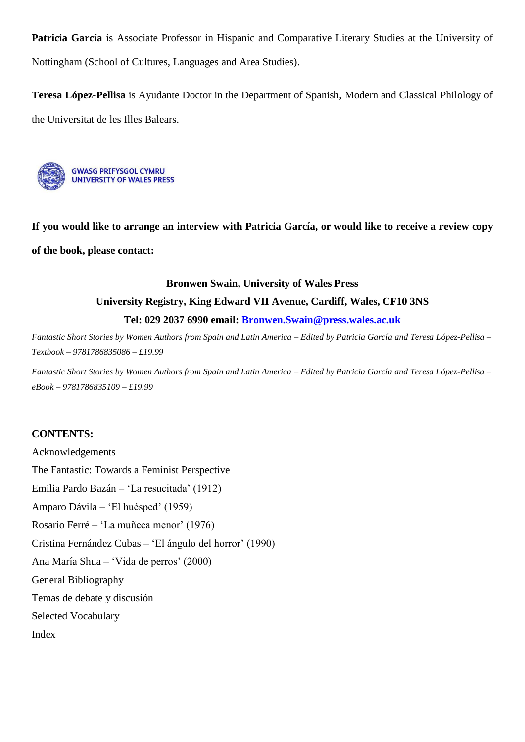**Patricia García** is Associate Professor in Hispanic and Comparative Literary Studies at the University of Nottingham (School of Cultures, Languages and Area Studies).

**Teresa López-Pellisa** is Ayudante Doctor in the Department of Spanish, Modern and Classical Philology of the Universitat de les Illes Balears.

GWASG PRIFYSGOL CYMRU
UNIVERSITY OF WALES PRESS

**If you would like to arrange an interview with Patricia García, or would like to receive a review copy of the book, please contact:**

**Bronwen Swain, University of Wales Press**

**University Registry, King Edward VII Avenue, Cardiff, Wales, CF10 3NS**

**Tel: 029 2037 6990 email: Bronwen.Swain@press.wales.ac.uk**

*Fantastic Short Stories by Women Authors from Spain and Latin America – Edited by Patricia García and Teresa López-Pellisa – Textbook – 9781786835086 – £19.99*

*Fantastic Short Stories by Women Authors from Spain and Latin America – Edited by Patricia García and Teresa López-Pellisa – eBook – 9781786835109 – £19.99*

**CONTENTS:**

Acknowledgements

The Fantastic: Towards a Feminist Perspective

Emilia Pardo Bazán – 'La resucitada' (1912)

Amparo Dávila – 'El huésped' (1959)

Rosario Ferré – 'La muñeca menor' (1976)

Cristina Fernández Cubas – 'El ángulo del horror' (1990)

Ana María Shua – 'Vida de perros' (2000)

General Bibliography

Temas de debate y discusión

Selected Vocabulary

Index